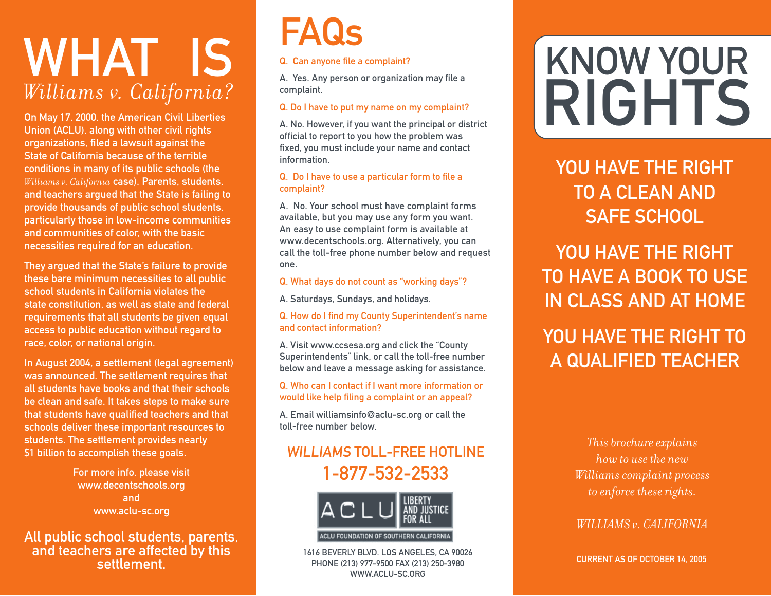# WHAT IS *Williams v. California?*

On May 17, 2000, the American Civil Liberties Union (ACLU), along with other civil rights organizations, filed a lawsuit against the State of California because of the terrible conditions in many of its public schools (the *Williams v. California* case). Parents, students, and teachers argued that the State is failing to provide thousands of public school students, particularly those in low-income communities and communities of color, with the basic necessities required for an education.

They argued that the State's failure to provide these bare minimum necessities to all public school students in California violates the state constitution, as well as state and federal requirements that all students be given equal access to public education without regard to race, color, or national origin.

In August 2004, a settlement (legal agreement) was announced. The settlement requires that all students have books and that their schools be clean and safe. It takes steps to make sure that students have qualified teachers and that schools deliver these important resources to students. The settlement provides nearly $1 billion to accomplish these goals.

For more info, please visit
www.decentschools.org
and
www.aclu-sc.org

**All public school students, parents, and teachers are affected by this settlement.**

# FAQs

**Q. Can anyone file a complaint?**

A. Yes. Any person or organization may file a complaint.

**Q. Do I have to put my name on my complaint?**

A. No. However, if you want the principal or district official to report to you how the problem was fixed, you must include your name and contact information.

**Q. Do I have to use a particular form to file a complaint?**

A. No. Your school must have complaint forms available, but you may use any form you want. An easy to use complaint form is available at www.decentschools.org. Alternatively, you can call the toll-free phone number below and request one.

**Q. What days do not count as "working days"?**

A. Saturdays, Sundays, and holidays.

**Q. How do I find my County Superintendent's name and contact information?**

A. Visit www.ccsesa.org and click the "County Superintendents" link, or call the toll-free number below and leave a message asking for assistance.

**Q. Who can I contact if I want more information or would like help filing a complaint or an appeal?**

A. Email williamsinfo@aclu-sc.org or call the toll-free number below.

## *WILLIAMS* TOLL-FREE HOTLINE
## 1-877-532-2533

ACLU LIBERTY AND JUSTICE FOR ALL
ACLU FOUNDATION OF SOUTHERN CALIFORNIA

1616 BEVERLY BLVD. LOS ANGELES, CA 90026
PHONE (213) 977-9500 FAX (213) 250-3980
WWW.ACLU-SC.ORG

# KNOW YOUR RIGHTS

## YOU HAVE THE RIGHT TO A CLEAN AND SAFE SCHOOL

## YOU HAVE THE RIGHT TO HAVE A BOOK TO USE IN CLASS AND AT HOME

## YOU HAVE THE RIGHT TO A QUALIFIED TEACHER

*This brochure explains how to use the new Williams complaint process to enforce these rights.*

*WILLIAMS v. CALIFORNIA*

CURRENT AS OF OCTOBER 14, 2005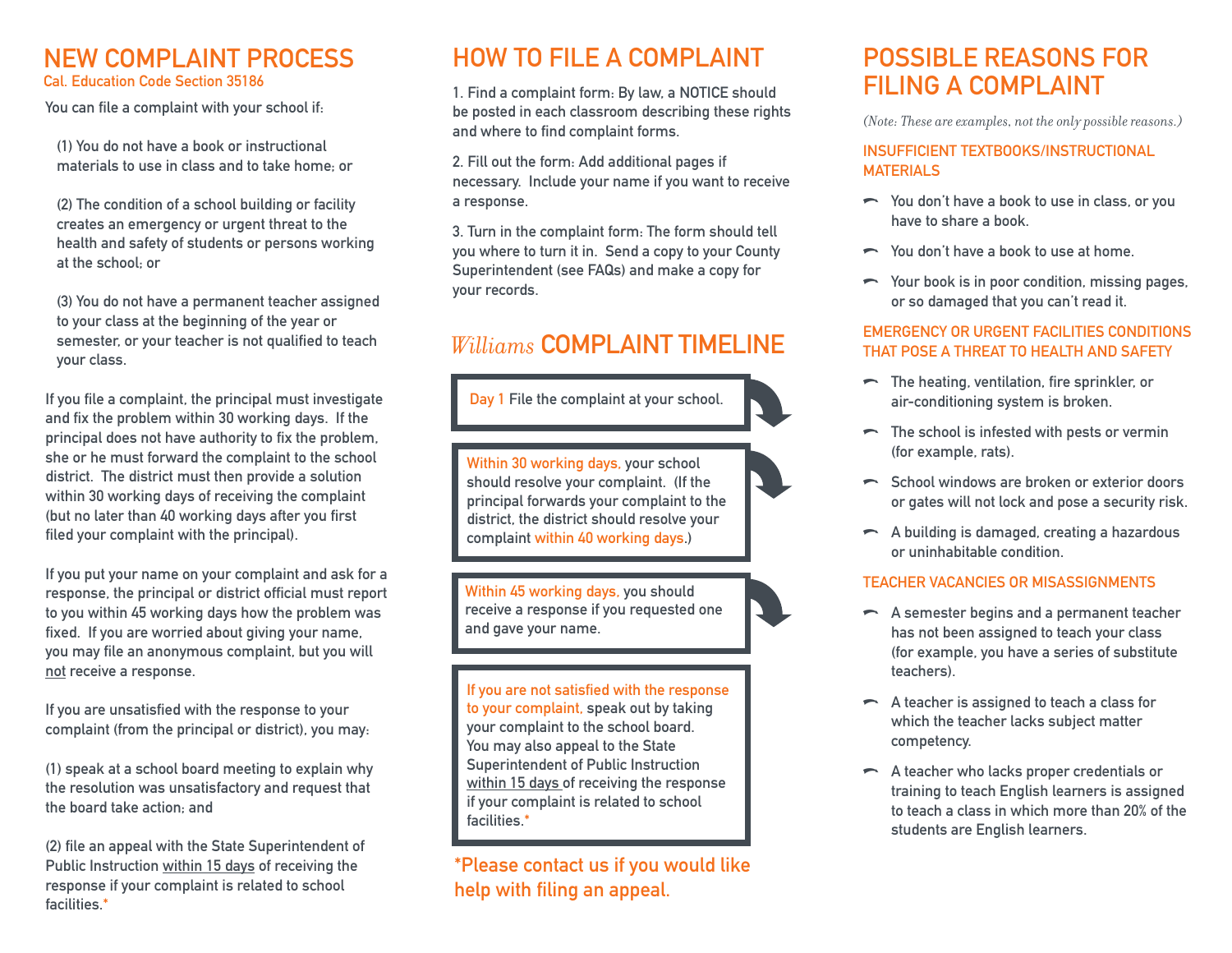## NEW COMPLAINT PROCESS

**Cal. Education Code Section 35186**

You can file a complaint with your school if:

(1) You do not have a book or instructional materials to use in class and to take home; or

(2) The condition of a school building or facility creates an emergency or urgent threat to the health and safety of students or persons working at the school; or

(3) You do not have a permanent teacher assigned to your class at the beginning of the year or semester, or your teacher is not qualified to teach your class.

If you file a complaint, the principal must investigate and fix the problem within 30 working days. If the principal does not have authority to fix the problem, she or he must forward the complaint to the school district. The district must then provide a solution within 30 working days of receiving the complaint (but no later than 40 working days after you first filed your complaint with the principal).

If you put your name on your complaint and ask for a response, the principal or district official must report to you within 45 working days how the problem was fixed. If you are worried about giving your name, you may file an anonymous complaint, but you will not receive a response.

If you are unsatisfied with the response to your complaint (from the principal or district), you may:

(1) speak at a school board meeting to explain why the resolution was unsatisfactory and request that the board take action; and

(2) file an appeal with the State Superintendent of Public Instruction within 15 days of receiving the response if your complaint is related to school facilities.*

## HOW TO FILE A COMPLAINT

1. Find a complaint form: By law, a NOTICE should be posted in each classroom describing these rights and where to find complaint forms.

2. Fill out the form: Add additional pages if necessary. Include your name if you want to receive a response.

3. Turn in the complaint form: The form should tell you where to turn it in. Send a copy to your County Superintendent (see FAQs) and make a copy for your records.

## *Williams* COMPLAINT TIMELINE

**Day 1** File the complaint at your school.

**Within 30 working days,** your school should resolve your complaint. (If the principal forwards your complaint to the district, the district should resolve your complaint **within 40 working days**.)

**Within 45 working days,** you should receive a response if you requested one and gave your name.

**If you are not satisfied with the response to your complaint,** speak out by taking your complaint to the school board. You may also appeal to the State Superintendent of Public Instruction within 15 days of receiving the response if your complaint is related to school facilities.*

**\*Please contact us if you would like help with filing an appeal.**

## POSSIBLE REASONS FOR FILING A COMPLAINT

*(Note: These are examples, not the only possible reasons.)*

### INSUFFICIENT TEXTBOOKS/INSTRUCTIONAL MATERIALS

- You don't have a book to use in class, or you have to share a book.
- You don't have a book to use at home.
- Your book is in poor condition, missing pages, or so damaged that you can't read it.

### EMERGENCY OR URGENT FACILITIES CONDITIONS THAT POSE A THREAT TO HEALTH AND SAFETY

- The heating, ventilation, fire sprinkler, or air-conditioning system is broken.
- The school is infested with pests or vermin (for example, rats).
- School windows are broken or exterior doors or gates will not lock and pose a security risk.
- A building is damaged, creating a hazardous or uninhabitable condition.

### TEACHER VACANCIES OR MISASSIGNMENTS

- A semester begins and a permanent teacher has not been assigned to teach your class (for example, you have a series of substitute teachers).
- A teacher is assigned to teach a class for which the teacher lacks subject matter competency.
- A teacher who lacks proper credentials or training to teach English learners is assigned to teach a class in which more than 20% of the students are English learners.